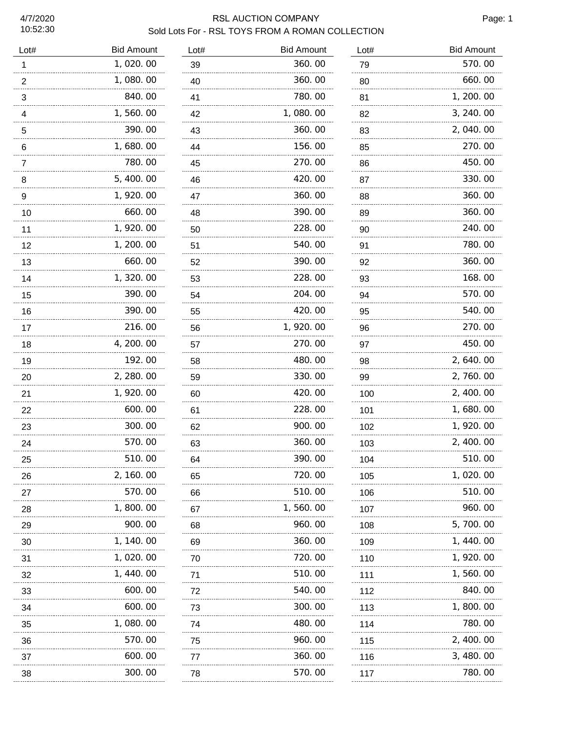# RSL AUCTION COMPANY

## Sold Lots For - RSL TOYS FROM A ROMAN COLLECTION

4/7/2020
10:52:30

| Lot# | Bid Amount |
|---|---|
| 1 | 1,020.00 |
| 2 | 1,080.00 |
| 3 | 840.00 |
| 4 | 1,560.00 |
| 5 | 390.00 |
| 6 | 1,680.00 |
| 7 | 780.00 |
| 8 | 5,400.00 |
| 9 | 1,920.00 |
| 10 | 660.00 |
| 11 | 1,920.00 |
| 12 | 1,200.00 |
| 13 | 660.00 |
| 14 | 1,320.00 |
| 15 | 390.00 |
| 16 | 390.00 |
| 17 | 216.00 |
| 18 | 4,200.00 |
| 19 | 192.00 |
| 20 | 2,280.00 |
| 21 | 1,920.00 |
| 22 | 600.00 |
| 23 | 300.00 |
| 24 | 570.00 |
| 25 | 510.00 |
| 26 | 2,160.00 |
| 27 | 570.00 |
| 28 | 1,800.00 |
| 29 | 900.00 |
| 30 | 1,140.00 |
| 31 | 1,020.00 |
| 32 | 1,440.00 |
| 33 | 600.00 |
| 34 | 600.00 |
| 35 | 1,080.00 |
| 36 | 570.00 |
| 37 | 600.00 |
| 38 | 300.00 |
| 39 | 360.00 |
| 40 | 360.00 |
| 41 | 780.00 |
| 42 | 1,080.00 |
| 43 | 360.00 |
| 44 | 156.00 |
| 45 | 270.00 |
| 46 | 420.00 |
| 47 | 360.00 |
| 48 | 390.00 |
| 50 | 228.00 |
| 51 | 540.00 |
| 52 | 390.00 |
| 53 | 228.00 |
| 54 | 204.00 |
| 55 | 420.00 |
| 56 | 1,920.00 |
| 57 | 270.00 |
| 58 | 480.00 |
| 59 | 330.00 |
| 60 | 420.00 |
| 61 | 228.00 |
| 62 | 900.00 |
| 63 | 360.00 |
| 64 | 390.00 |
| 65 | 720.00 |
| 66 | 510.00 |
| 67 | 1,560.00 |
| 68 | 960.00 |
| 69 | 360.00 |
| 70 | 720.00 |
| 71 | 510.00 |
| 72 | 540.00 |
| 73 | 300.00 |
| 74 | 480.00 |
| 75 | 960.00 |
| 77 | 360.00 |
| 78 | 570.00 |
| 79 | 570.00 |
| 80 | 660.00 |
| 81 | 1,200.00 |
| 82 | 3,240.00 |
| 83 | 2,040.00 |
| 85 | 270.00 |
| 86 | 450.00 |
| 87 | 330.00 |
| 88 | 360.00 |
| 89 | 360.00 |
| 90 | 240.00 |
| 91 | 780.00 |
| 92 | 360.00 |
| 93 | 168.00 |
| 94 | 570.00 |
| 95 | 540.00 |
| 96 | 270.00 |
| 97 | 450.00 |
| 98 | 2,640.00 |
| 99 | 2,760.00 |
| 100 | 2,400.00 |
| 101 | 1,680.00 |
| 102 | 1,920.00 |
| 103 | 2,400.00 |
| 104 | 510.00 |
| 105 | 1,020.00 |
| 106 | 510.00 |
| 107 | 960.00 |
| 108 | 5,700.00 |
| 109 | 1,440.00 |
| 110 | 1,920.00 |
| 111 | 1,560.00 |
| 112 | 840.00 |
| 113 | 1,800.00 |
| 114 | 780.00 |
| 115 | 2,400.00 |
| 116 | 3,480.00 |
| 117 | 780.00 |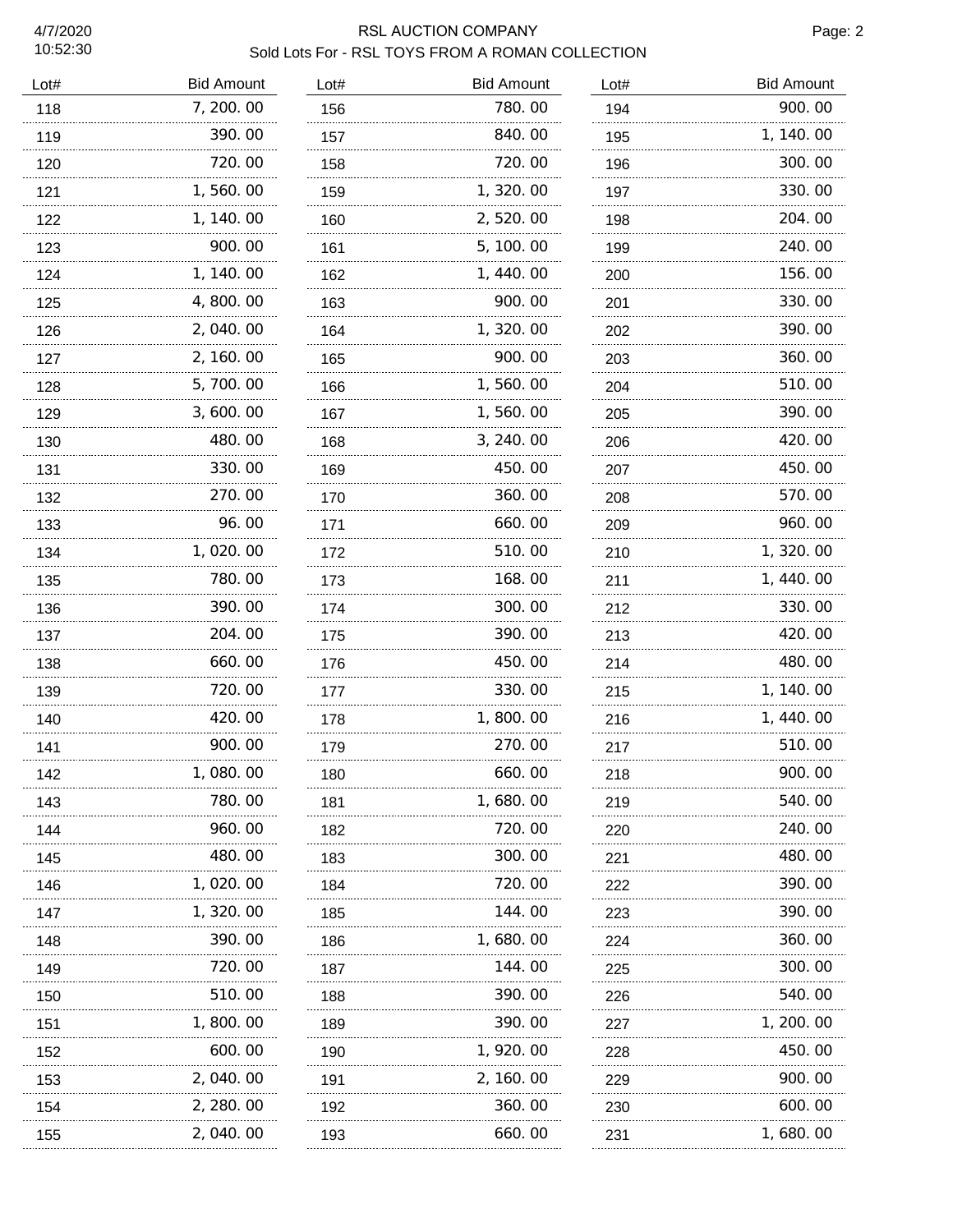# RSL AUCTION COMPANY

Sold Lots For - RSL TOYS FROM A ROMAN COLLECTION

4/7/2020
10:52:30

| Lot# | Bid Amount | Lot# | Bid Amount | Lot# | Bid Amount |
|---|---|---|---|---|---|
| 118 | 7,200.00 | 156 | 780.00 | 194 | 900.00 |
| 119 | 390.00 | 157 | 840.00 | 195 | 1,140.00 |
| 120 | 720.00 | 158 | 720.00 | 196 | 300.00 |
| 121 | 1,560.00 | 159 | 1,320.00 | 197 | 330.00 |
| 122 | 1,140.00 | 160 | 2,520.00 | 198 | 204.00 |
| 123 | 900.00 | 161 | 5,100.00 | 199 | 240.00 |
| 124 | 1,140.00 | 162 | 1,440.00 | 200 | 156.00 |
| 125 | 4,800.00 | 163 | 900.00 | 201 | 330.00 |
| 126 | 2,040.00 | 164 | 1,320.00 | 202 | 390.00 |
| 127 | 2,160.00 | 165 | 900.00 | 203 | 360.00 |
| 128 | 5,700.00 | 166 | 1,560.00 | 204 | 510.00 |
| 129 | 3,600.00 | 167 | 1,560.00 | 205 | 390.00 |
| 130 | 480.00 | 168 | 3,240.00 | 206 | 420.00 |
| 131 | 330.00 | 169 | 450.00 | 207 | 450.00 |
| 132 | 270.00 | 170 | 360.00 | 208 | 570.00 |
| 133 | 96.00 | 171 | 660.00 | 209 | 960.00 |
| 134 | 1,020.00 | 172 | 510.00 | 210 | 1,320.00 |
| 135 | 780.00 | 173 | 168.00 | 211 | 1,440.00 |
| 136 | 390.00 | 174 | 300.00 | 212 | 330.00 |
| 137 | 204.00 | 175 | 390.00 | 213 | 420.00 |
| 138 | 660.00 | 176 | 450.00 | 214 | 480.00 |
| 139 | 720.00 | 177 | 330.00 | 215 | 1,140.00 |
| 140 | 420.00 | 178 | 1,800.00 | 216 | 1,440.00 |
| 141 | 900.00 | 179 | 270.00 | 217 | 510.00 |
| 142 | 1,080.00 | 180 | 660.00 | 218 | 900.00 |
| 143 | 780.00 | 181 | 1,680.00 | 219 | 540.00 |
| 144 | 960.00 | 182 | 720.00 | 220 | 240.00 |
| 145 | 480.00 | 183 | 300.00 | 221 | 480.00 |
| 146 | 1,020.00 | 184 | 720.00 | 222 | 390.00 |
| 147 | 1,320.00 | 185 | 144.00 | 223 | 390.00 |
| 148 | 390.00 | 186 | 1,680.00 | 224 | 360.00 |
| 149 | 720.00 | 187 | 144.00 | 225 | 300.00 |
| 150 | 510.00 | 188 | 390.00 | 226 | 540.00 |
| 151 | 1,800.00 | 189 | 390.00 | 227 | 1,200.00 |
| 152 | 600.00 | 190 | 1,920.00 | 228 | 450.00 |
| 153 | 2,040.00 | 191 | 2,160.00 | 229 | 900.00 |
| 154 | 2,280.00 | 192 | 360.00 | 230 | 600.00 |
| 155 | 2,040.00 | 193 | 660.00 | 231 | 1,680.00 |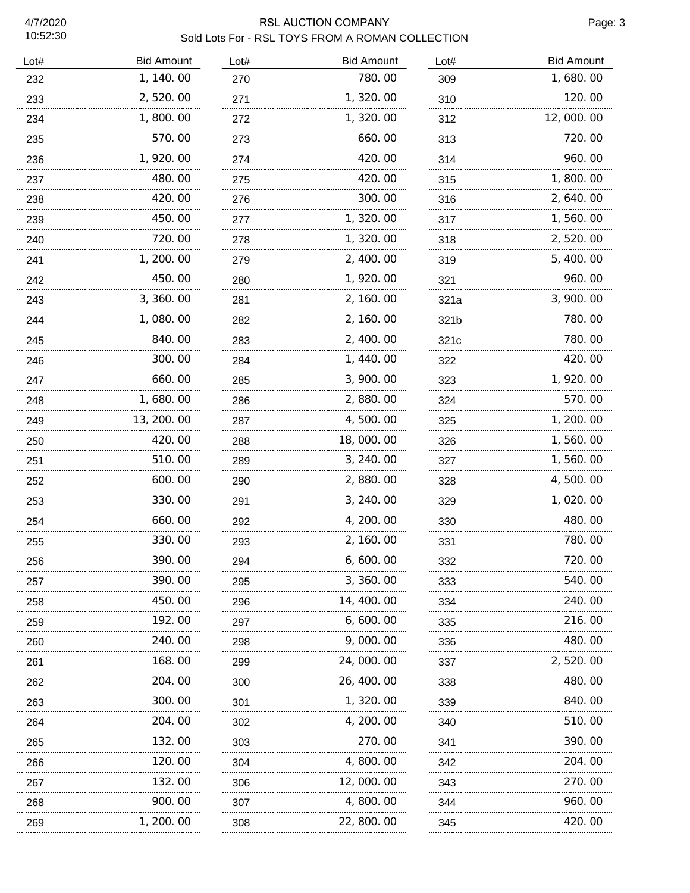# RSL AUCTION COMPANY

## Sold Lots For - RSL TOYS FROM A ROMAN COLLECTION

4/7/2020
10:52:30

| Lot# | Bid Amount |
|---|---|
| 232 | 1,140.00 |
| 233 | 2,520.00 |
| 234 | 1,800.00 |
| 235 | 570.00 |
| 236 | 1,920.00 |
| 237 | 480.00 |
| 238 | 420.00 |
| 239 | 450.00 |
| 240 | 720.00 |
| 241 | 1,200.00 |
| 242 | 450.00 |
| 243 | 3,360.00 |
| 244 | 1,080.00 |
| 245 | 840.00 |
| 246 | 300.00 |
| 247 | 660.00 |
| 248 | 1,680.00 |
| 249 | 13,200.00 |
| 250 | 420.00 |
| 251 | 510.00 |
| 252 | 600.00 |
| 253 | 330.00 |
| 254 | 660.00 |
| 255 | 330.00 |
| 256 | 390.00 |
| 257 | 390.00 |
| 258 | 450.00 |
| 259 | 192.00 |
| 260 | 240.00 |
| 261 | 168.00 |
| 262 | 204.00 |
| 263 | 300.00 |
| 264 | 204.00 |
| 265 | 132.00 |
| 266 | 120.00 |
| 267 | 132.00 |
| 268 | 900.00 |
| 269 | 1,200.00 |
| 270 | 780.00 |
| 271 | 1,320.00 |
| 272 | 1,320.00 |
| 273 | 660.00 |
| 274 | 420.00 |
| 275 | 420.00 |
| 276 | 300.00 |
| 277 | 1,320.00 |
| 278 | 1,320.00 |
| 279 | 2,400.00 |
| 280 | 1,920.00 |
| 281 | 2,160.00 |
| 282 | 2,160.00 |
| 283 | 2,400.00 |
| 284 | 1,440.00 |
| 285 | 3,900.00 |
| 286 | 2,880.00 |
| 287 | 4,500.00 |
| 288 | 18,000.00 |
| 289 | 3,240.00 |
| 290 | 2,880.00 |
| 291 | 3,240.00 |
| 292 | 4,200.00 |
| 293 | 2,160.00 |
| 294 | 6,600.00 |
| 295 | 3,360.00 |
| 296 | 14,400.00 |
| 297 | 6,600.00 |
| 298 | 9,000.00 |
| 299 | 24,000.00 |
| 300 | 26,400.00 |
| 301 | 1,320.00 |
| 302 | 4,200.00 |
| 303 | 270.00 |
| 304 | 4,800.00 |
| 306 | 12,000.00 |
| 307 | 4,800.00 |
| 308 | 22,800.00 |
| 309 | 1,680.00 |
| 310 | 120.00 |
| 312 | 12,000.00 |
| 313 | 720.00 |
| 314 | 960.00 |
| 315 | 1,800.00 |
| 316 | 2,640.00 |
| 317 | 1,560.00 |
| 318 | 2,520.00 |
| 319 | 5,400.00 |
| 321 | 960.00 |
| 321a | 3,900.00 |
| 321b | 780.00 |
| 321c | 780.00 |
| 322 | 420.00 |
| 323 | 1,920.00 |
| 324 | 570.00 |
| 325 | 1,200.00 |
| 326 | 1,560.00 |
| 327 | 1,560.00 |
| 328 | 4,500.00 |
| 329 | 1,020.00 |
| 330 | 480.00 |
| 331 | 780.00 |
| 332 | 720.00 |
| 333 | 540.00 |
| 334 | 240.00 |
| 335 | 216.00 |
| 336 | 480.00 |
| 337 | 2,520.00 |
| 338 | 480.00 |
| 339 | 840.00 |
| 340 | 510.00 |
| 341 | 390.00 |
| 342 | 204.00 |
| 343 | 270.00 |
| 344 | 960.00 |
| 345 | 420.00 |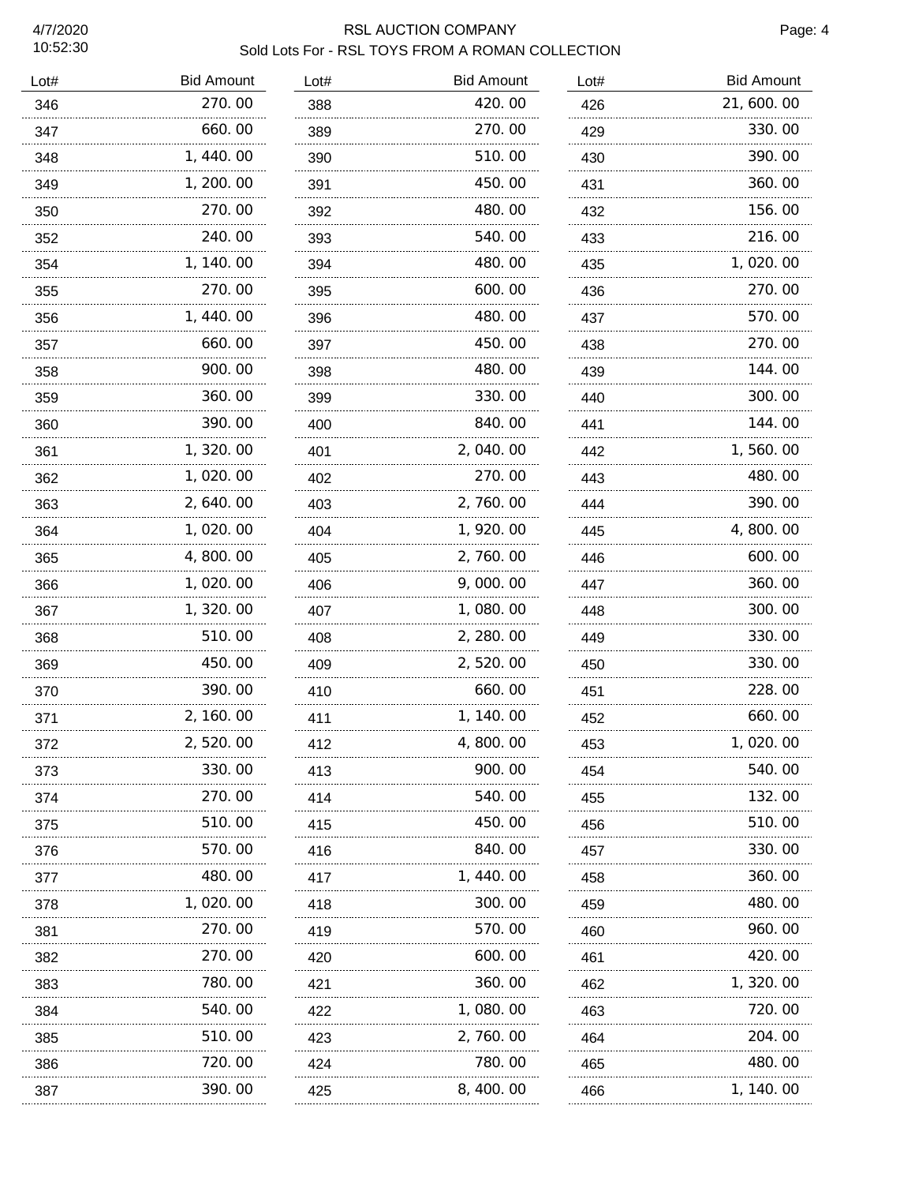RSL AUCTION COMPANY

Sold Lots For - RSL TOYS FROM A ROMAN COLLECTION

| Lot# | Bid Amount | Lot# | Bid Amount | Lot# | Bid Amount |
|---|---|---|---|---|---|
| 346 | 270.00 | 388 | 420.00 | 426 | 21,600.00 |
| 347 | 660.00 | 389 | 270.00 | 429 | 330.00 |
| 348 | 1,440.00 | 390 | 510.00 | 430 | 390.00 |
| 349 | 1,200.00 | 391 | 450.00 | 431 | 360.00 |
| 350 | 270.00 | 392 | 480.00 | 432 | 156.00 |
| 352 | 240.00 | 393 | 540.00 | 433 | 216.00 |
| 354 | 1,140.00 | 394 | 480.00 | 435 | 1,020.00 |
| 355 | 270.00 | 395 | 600.00 | 436 | 270.00 |
| 356 | 1,440.00 | 396 | 480.00 | 437 | 570.00 |
| 357 | 660.00 | 397 | 450.00 | 438 | 270.00 |
| 358 | 900.00 | 398 | 480.00 | 439 | 144.00 |
| 359 | 360.00 | 399 | 330.00 | 440 | 300.00 |
| 360 | 390.00 | 400 | 840.00 | 441 | 144.00 |
| 361 | 1,320.00 | 401 | 2,040.00 | 442 | 1,560.00 |
| 362 | 1,020.00 | 402 | 270.00 | 443 | 480.00 |
| 363 | 2,640.00 | 403 | 2,760.00 | 444 | 390.00 |
| 364 | 1,020.00 | 404 | 1,920.00 | 445 | 4,800.00 |
| 365 | 4,800.00 | 405 | 2,760.00 | 446 | 600.00 |
| 366 | 1,020.00 | 406 | 9,000.00 | 447 | 360.00 |
| 367 | 1,320.00 | 407 | 1,080.00 | 448 | 300.00 |
| 368 | 510.00 | 408 | 2,280.00 | 449 | 330.00 |
| 369 | 450.00 | 409 | 2,520.00 | 450 | 330.00 |
| 370 | 390.00 | 410 | 660.00 | 451 | 228.00 |
| 371 | 2,160.00 | 411 | 1,140.00 | 452 | 660.00 |
| 372 | 2,520.00 | 412 | 4,800.00 | 453 | 1,020.00 |
| 373 | 330.00 | 413 | 900.00 | 454 | 540.00 |
| 374 | 270.00 | 414 | 540.00 | 455 | 132.00 |
| 375 | 510.00 | 415 | 450.00 | 456 | 510.00 |
| 376 | 570.00 | 416 | 840.00 | 457 | 330.00 |
| 377 | 480.00 | 417 | 1,440.00 | 458 | 360.00 |
| 378 | 1,020.00 | 418 | 300.00 | 459 | 480.00 |
| 381 | 270.00 | 419 | 570.00 | 460 | 960.00 |
| 382 | 270.00 | 420 | 600.00 | 461 | 420.00 |
| 383 | 780.00 | 421 | 360.00 | 462 | 1,320.00 |
| 384 | 540.00 | 422 | 1,080.00 | 463 | 720.00 |
| 385 | 510.00 | 423 | 2,760.00 | 464 | 204.00 |
| 386 | 720.00 | 424 | 780.00 | 465 | 480.00 |
| 387 | 390.00 | 425 | 8,400.00 | 466 | 1,140.00 |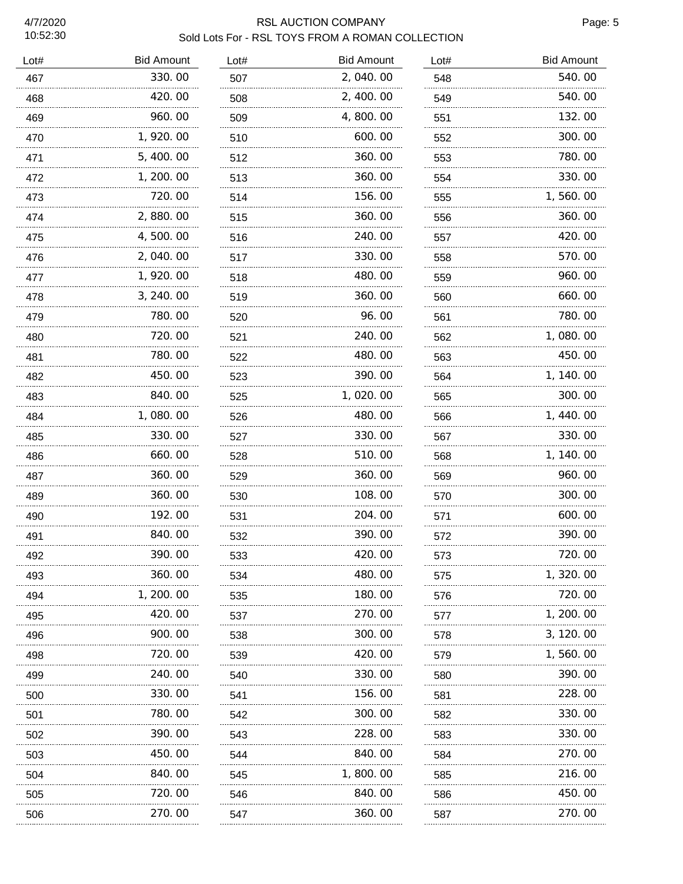4/7/2020
10:52:30

RSL AUCTION COMPANY
Sold Lots For - RSL TOYS FROM A ROMAN COLLECTION

| Lot# | Bid Amount | Lot# | Bid Amount | Lot# | Bid Amount |
|---|---|---|---|---|---|
| 467 | 330.00 | 507 | 2,040.00 | 548 | 540.00 |
| 468 | 420.00 | 508 | 2,400.00 | 549 | 540.00 |
| 469 | 960.00 | 509 | 4,800.00 | 551 | 132.00 |
| 470 | 1,920.00 | 510 | 600.00 | 552 | 300.00 |
| 471 | 5,400.00 | 512 | 360.00 | 553 | 780.00 |
| 472 | 1,200.00 | 513 | 360.00 | 554 | 330.00 |
| 473 | 720.00 | 514 | 156.00 | 555 | 1,560.00 |
| 474 | 2,880.00 | 515 | 360.00 | 556 | 360.00 |
| 475 | 4,500.00 | 516 | 240.00 | 557 | 420.00 |
| 476 | 2,040.00 | 517 | 330.00 | 558 | 570.00 |
| 477 | 1,920.00 | 518 | 480.00 | 559 | 960.00 |
| 478 | 3,240.00 | 519 | 360.00 | 560 | 660.00 |
| 479 | 780.00 | 520 | 96.00 | 561 | 780.00 |
| 480 | 720.00 | 521 | 240.00 | 562 | 1,080.00 |
| 481 | 780.00 | 522 | 480.00 | 563 | 450.00 |
| 482 | 450.00 | 523 | 390.00 | 564 | 1,140.00 |
| 483 | 840.00 | 525 | 1,020.00 | 565 | 300.00 |
| 484 | 1,080.00 | 526 | 480.00 | 566 | 1,440.00 |
| 485 | 330.00 | 527 | 330.00 | 567 | 330.00 |
| 486 | 660.00 | 528 | 510.00 | 568 | 1,140.00 |
| 487 | 360.00 | 529 | 360.00 | 569 | 960.00 |
| 489 | 360.00 | 530 | 108.00 | 570 | 300.00 |
| 490 | 192.00 | 531 | 204.00 | 571 | 600.00 |
| 491 | 840.00 | 532 | 390.00 | 572 | 390.00 |
| 492 | 390.00 | 533 | 420.00 | 573 | 720.00 |
| 493 | 360.00 | 534 | 480.00 | 575 | 1,320.00 |
| 494 | 1,200.00 | 535 | 180.00 | 576 | 720.00 |
| 495 | 420.00 | 537 | 270.00 | 577 | 1,200.00 |
| 496 | 900.00 | 538 | 300.00 | 578 | 3,120.00 |
| 498 | 720.00 | 539 | 420.00 | 579 | 1,560.00 |
| 499 | 240.00 | 540 | 330.00 | 580 | 390.00 |
| 500 | 330.00 | 541 | 156.00 | 581 | 228.00 |
| 501 | 780.00 | 542 | 300.00 | 582 | 330.00 |
| 502 | 390.00 | 543 | 228.00 | 583 | 330.00 |
| 503 | 450.00 | 544 | 840.00 | 584 | 270.00 |
| 504 | 840.00 | 545 | 1,800.00 | 585 | 216.00 |
| 505 | 720.00 | 546 | 840.00 | 586 | 450.00 |
| 506 | 270.00 | 547 | 360.00 | 587 | 270.00 |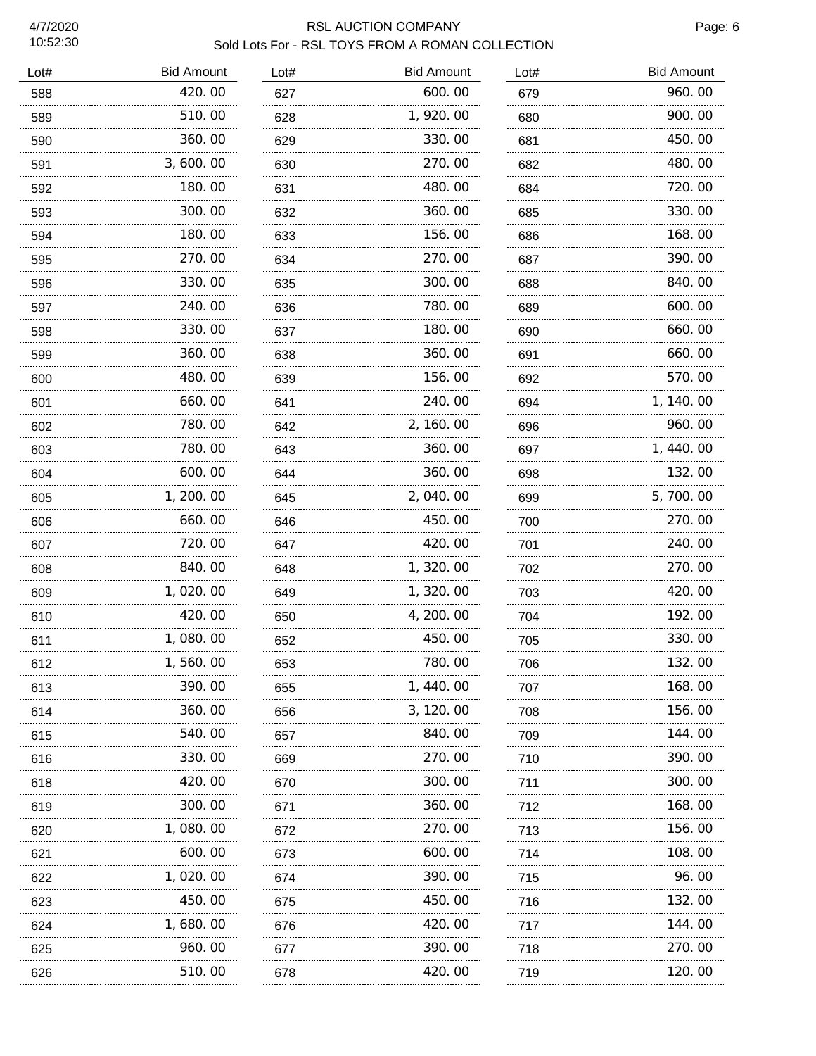# RSL AUCTION COMPANY

Sold Lots For - RSL TOYS FROM A ROMAN COLLECTION

4/7/2020
10:52:30

| Lot# | Bid Amount | Lot# | Bid Amount | Lot# | Bid Amount |
|---|---|---|---|---|---|
| 588 | 420.00 | 627 | 600.00 | 679 | 960.00 |
| 589 | 510.00 | 628 | 1,920.00 | 680 | 900.00 |
| 590 | 360.00 | 629 | 330.00 | 681 | 450.00 |
| 591 | 3,600.00 | 630 | 270.00 | 682 | 480.00 |
| 592 | 180.00 | 631 | 480.00 | 684 | 720.00 |
| 593 | 300.00 | 632 | 360.00 | 685 | 330.00 |
| 594 | 180.00 | 633 | 156.00 | 686 | 168.00 |
| 595 | 270.00 | 634 | 270.00 | 687 | 390.00 |
| 596 | 330.00 | 635 | 300.00 | 688 | 840.00 |
| 597 | 240.00 | 636 | 780.00 | 689 | 600.00 |
| 598 | 330.00 | 637 | 180.00 | 690 | 660.00 |
| 599 | 360.00 | 638 | 360.00 | 691 | 660.00 |
| 600 | 480.00 | 639 | 156.00 | 692 | 570.00 |
| 601 | 660.00 | 641 | 240.00 | 694 | 1,140.00 |
| 602 | 780.00 | 642 | 2,160.00 | 696 | 960.00 |
| 603 | 780.00 | 643 | 360.00 | 697 | 1,440.00 |
| 604 | 600.00 | 644 | 360.00 | 698 | 132.00 |
| 605 | 1,200.00 | 645 | 2,040.00 | 699 | 5,700.00 |
| 606 | 660.00 | 646 | 450.00 | 700 | 270.00 |
| 607 | 720.00 | 647 | 420.00 | 701 | 240.00 |
| 608 | 840.00 | 648 | 1,320.00 | 702 | 270.00 |
| 609 | 1,020.00 | 649 | 1,320.00 | 703 | 420.00 |
| 610 | 420.00 | 650 | 4,200.00 | 704 | 192.00 |
| 611 | 1,080.00 | 652 | 450.00 | 705 | 330.00 |
| 612 | 1,560.00 | 653 | 780.00 | 706 | 132.00 |
| 613 | 390.00 | 655 | 1,440.00 | 707 | 168.00 |
| 614 | 360.00 | 656 | 3,120.00 | 708 | 156.00 |
| 615 | 540.00 | 657 | 840.00 | 709 | 144.00 |
| 616 | 330.00 | 669 | 270.00 | 710 | 390.00 |
| 618 | 420.00 | 670 | 300.00 | 711 | 300.00 |
| 619 | 300.00 | 671 | 360.00 | 712 | 168.00 |
| 620 | 1,080.00 | 672 | 270.00 | 713 | 156.00 |
| 621 | 600.00 | 673 | 600.00 | 714 | 108.00 |
| 622 | 1,020.00 | 674 | 390.00 | 715 | 96.00 |
| 623 | 450.00 | 675 | 450.00 | 716 | 132.00 |
| 624 | 1,680.00 | 676 | 420.00 | 717 | 144.00 |
| 625 | 960.00 | 677 | 390.00 | 718 | 270.00 |
| 626 | 510.00 | 678 | 420.00 | 719 | 120.00 |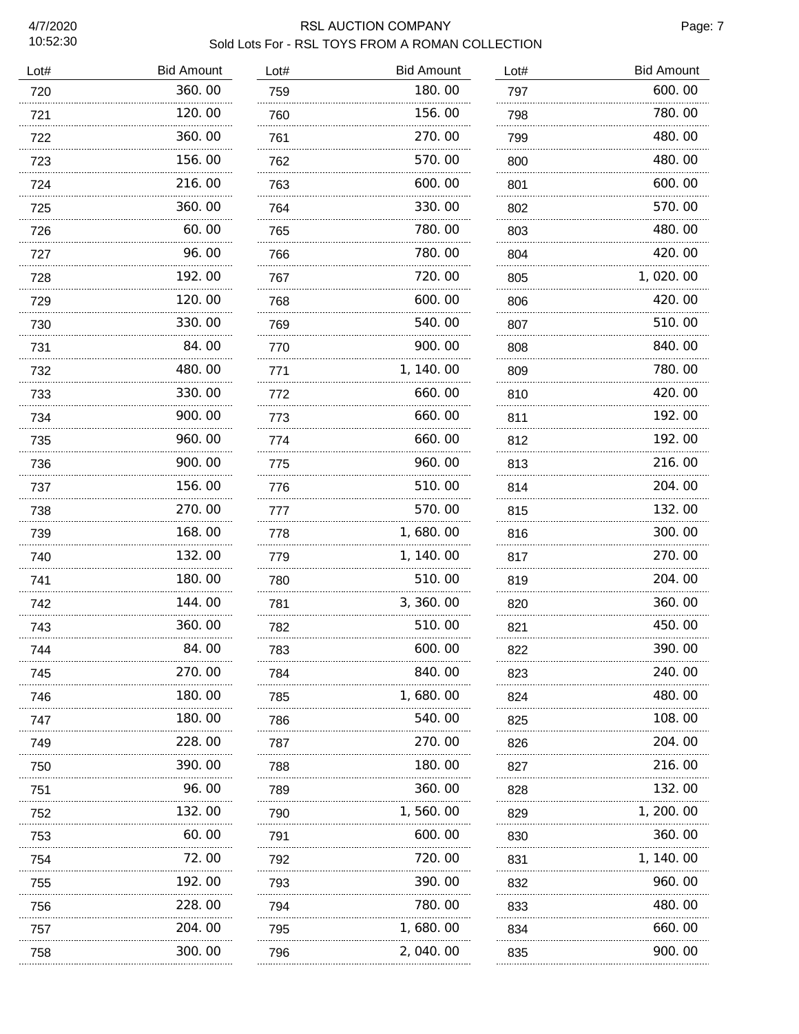# RSL AUCTION COMPANY

## Sold Lots For - RSL TOYS FROM A ROMAN COLLECTION

| Lot# | Bid Amount |
|---|---|
| 720 | 360.00 |
| 721 | 120.00 |
| 722 | 360.00 |
| 723 | 156.00 |
| 724 | 216.00 |
| 725 | 360.00 |
| 726 | 60.00 |
| 727 | 96.00 |
| 728 | 192.00 |
| 729 | 120.00 |
| 730 | 330.00 |
| 731 | 84.00 |
| 732 | 480.00 |
| 733 | 330.00 |
| 734 | 900.00 |
| 735 | 960.00 |
| 736 | 900.00 |
| 737 | 156.00 |
| 738 | 270.00 |
| 739 | 168.00 |
| 740 | 132.00 |
| 741 | 180.00 |
| 742 | 144.00 |
| 743 | 360.00 |
| 744 | 84.00 |
| 745 | 270.00 |
| 746 | 180.00 |
| 747 | 180.00 |
| 749 | 228.00 |
| 750 | 390.00 |
| 751 | 96.00 |
| 752 | 132.00 |
| 753 | 60.00 |
| 754 | 72.00 |
| 755 | 192.00 |
| 756 | 228.00 |
| 757 | 204.00 |
| 758 | 300.00 |
| 759 | 180.00 |
| 760 | 156.00 |
| 761 | 270.00 |
| 762 | 570.00 |
| 763 | 600.00 |
| 764 | 330.00 |
| 765 | 780.00 |
| 766 | 780.00 |
| 767 | 720.00 |
| 768 | 600.00 |
| 769 | 540.00 |
| 770 | 900.00 |
| 771 | 1,140.00 |
| 772 | 660.00 |
| 773 | 660.00 |
| 774 | 660.00 |
| 775 | 960.00 |
| 776 | 510.00 |
| 777 | 570.00 |
| 778 | 1,680.00 |
| 779 | 1,140.00 |
| 780 | 510.00 |
| 781 | 3,360.00 |
| 782 | 510.00 |
| 783 | 600.00 |
| 784 | 840.00 |
| 785 | 1,680.00 |
| 786 | 540.00 |
| 787 | 270.00 |
| 788 | 180.00 |
| 789 | 360.00 |
| 790 | 1,560.00 |
| 791 | 600.00 |
| 792 | 720.00 |
| 793 | 390.00 |
| 794 | 780.00 |
| 795 | 1,680.00 |
| 796 | 2,040.00 |
| 797 | 600.00 |
| 798 | 780.00 |
| 799 | 480.00 |
| 800 | 480.00 |
| 801 | 600.00 |
| 802 | 570.00 |
| 803 | 480.00 |
| 804 | 420.00 |
| 805 | 1,020.00 |
| 806 | 420.00 |
| 807 | 510.00 |
| 808 | 840.00 |
| 809 | 780.00 |
| 810 | 420.00 |
| 811 | 192.00 |
| 812 | 192.00 |
| 813 | 216.00 |
| 814 | 204.00 |
| 815 | 132.00 |
| 816 | 300.00 |
| 817 | 270.00 |
| 819 | 204.00 |
| 820 | 360.00 |
| 821 | 450.00 |
| 822 | 390.00 |
| 823 | 240.00 |
| 824 | 480.00 |
| 825 | 108.00 |
| 826 | 204.00 |
| 827 | 216.00 |
| 828 | 132.00 |
| 829 | 1,200.00 |
| 830 | 360.00 |
| 831 | 1,140.00 |
| 832 | 960.00 |
| 833 | 480.00 |
| 834 | 660.00 |
| 835 | 900.00 |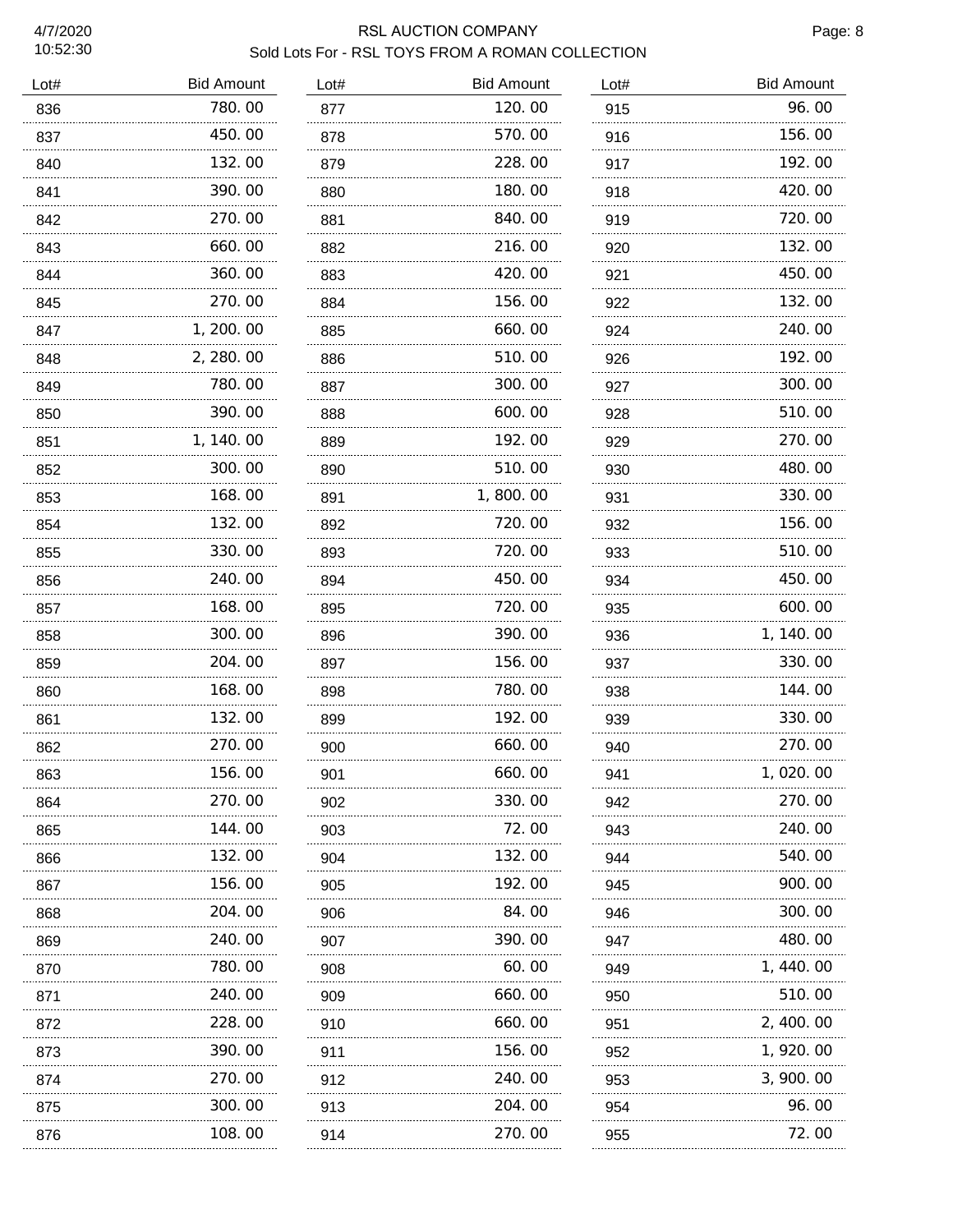# RSL AUCTION COMPANY

## Sold Lots For - RSL TOYS FROM A ROMAN COLLECTION

| Lot# | Bid Amount |
|---|---|
| 836 | 780.00 |
| 837 | 450.00 |
| 840 | 132.00 |
| 841 | 390.00 |
| 842 | 270.00 |
| 843 | 660.00 |
| 844 | 360.00 |
| 845 | 270.00 |
| 847 | 1,200.00 |
| 848 | 2,280.00 |
| 849 | 780.00 |
| 850 | 390.00 |
| 851 | 1,140.00 |
| 852 | 300.00 |
| 853 | 168.00 |
| 854 | 132.00 |
| 855 | 330.00 |
| 856 | 240.00 |
| 857 | 168.00 |
| 858 | 300.00 |
| 859 | 204.00 |
| 860 | 168.00 |
| 861 | 132.00 |
| 862 | 270.00 |
| 863 | 156.00 |
| 864 | 270.00 |
| 865 | 144.00 |
| 866 | 132.00 |
| 867 | 156.00 |
| 868 | 204.00 |
| 869 | 240.00 |
| 870 | 780.00 |
| 871 | 240.00 |
| 872 | 228.00 |
| 873 | 390.00 |
| 874 | 270.00 |
| 875 | 300.00 |
| 876 | 108.00 |
| 877 | 120.00 |
| 878 | 570.00 |
| 879 | 228.00 |
| 880 | 180.00 |
| 881 | 840.00 |
| 882 | 216.00 |
| 883 | 420.00 |
| 884 | 156.00 |
| 885 | 660.00 |
| 886 | 510.00 |
| 887 | 300.00 |
| 888 | 600.00 |
| 889 | 192.00 |
| 890 | 510.00 |
| 891 | 1,800.00 |
| 892 | 720.00 |
| 893 | 720.00 |
| 894 | 450.00 |
| 895 | 720.00 |
| 896 | 390.00 |
| 897 | 156.00 |
| 898 | 780.00 |
| 899 | 192.00 |
| 900 | 660.00 |
| 901 | 660.00 |
| 902 | 330.00 |
| 903 | 72.00 |
| 904 | 132.00 |
| 905 | 192.00 |
| 906 | 84.00 |
| 907 | 390.00 |
| 908 | 60.00 |
| 909 | 660.00 |
| 910 | 660.00 |
| 911 | 156.00 |
| 912 | 240.00 |
| 913 | 204.00 |
| 914 | 270.00 |
| 915 | 96.00 |
| 916 | 156.00 |
| 917 | 192.00 |
| 918 | 420.00 |
| 919 | 720.00 |
| 920 | 132.00 |
| 921 | 450.00 |
| 922 | 132.00 |
| 924 | 240.00 |
| 926 | 192.00 |
| 927 | 300.00 |
| 928 | 510.00 |
| 929 | 270.00 |
| 930 | 480.00 |
| 931 | 330.00 |
| 932 | 156.00 |
| 933 | 510.00 |
| 934 | 450.00 |
| 935 | 600.00 |
| 936 | 1,140.00 |
| 937 | 330.00 |
| 938 | 144.00 |
| 939 | 330.00 |
| 940 | 270.00 |
| 941 | 1,020.00 |
| 942 | 270.00 |
| 943 | 240.00 |
| 944 | 540.00 |
| 945 | 900.00 |
| 946 | 300.00 |
| 947 | 480.00 |
| 949 | 1,440.00 |
| 950 | 510.00 |
| 951 | 2,400.00 |
| 952 | 1,920.00 |
| 953 | 3,900.00 |
| 954 | 96.00 |
| 955 | 72.00 |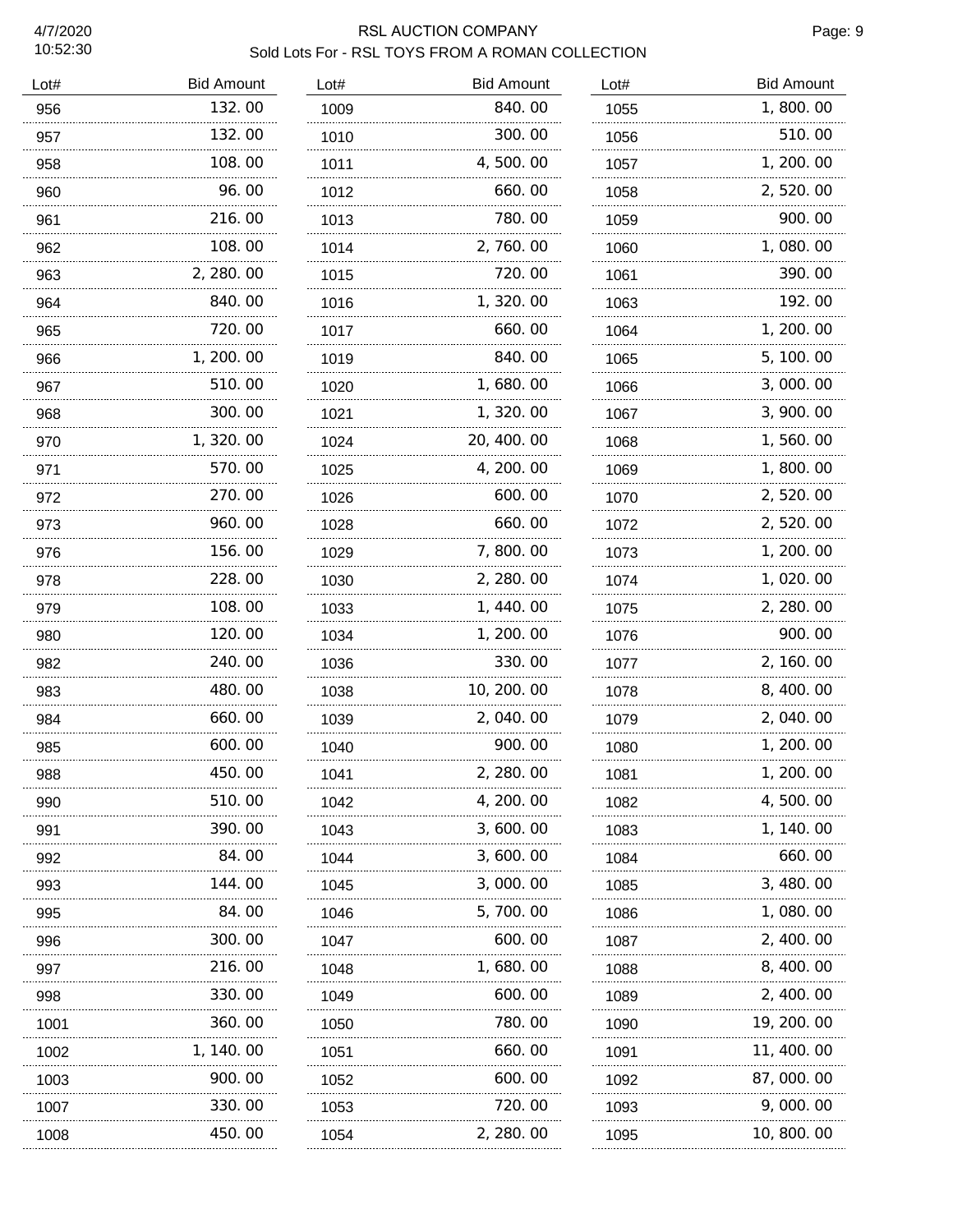# RSL AUCTION COMPANY

## Sold Lots For - RSL TOYS FROM A ROMAN COLLECTION

4/7/2020
10:52:30

| Lot# | Bid Amount |
|---|---|
| 956 | 132.00 |
| 957 | 132.00 |
| 958 | 108.00 |
| 960 | 96.00 |
| 961 | 216.00 |
| 962 | 108.00 |
| 963 | 2,280.00 |
| 964 | 840.00 |
| 965 | 720.00 |
| 966 | 1,200.00 |
| 967 | 510.00 |
| 968 | 300.00 |
| 970 | 1,320.00 |
| 971 | 570.00 |
| 972 | 270.00 |
| 973 | 960.00 |
| 976 | 156.00 |
| 978 | 228.00 |
| 979 | 108.00 |
| 980 | 120.00 |
| 982 | 240.00 |
| 983 | 480.00 |
| 984 | 660.00 |
| 985 | 600.00 |
| 988 | 450.00 |
| 990 | 510.00 |
| 991 | 390.00 |
| 992 | 84.00 |
| 993 | 144.00 |
| 995 | 84.00 |
| 996 | 300.00 |
| 997 | 216.00 |
| 998 | 330.00 |
| 1001 | 360.00 |
| 1002 | 1,140.00 |
| 1003 | 900.00 |
| 1007 | 330.00 |
| 1008 | 450.00 |
| 1009 | 840.00 |
| 1010 | 300.00 |
| 1011 | 4,500.00 |
| 1012 | 660.00 |
| 1013 | 780.00 |
| 1014 | 2,760.00 |
| 1015 | 720.00 |
| 1016 | 1,320.00 |
| 1017 | 660.00 |
| 1019 | 840.00 |
| 1020 | 1,680.00 |
| 1021 | 1,320.00 |
| 1024 | 20,400.00 |
| 1025 | 4,200.00 |
| 1026 | 600.00 |
| 1028 | 660.00 |
| 1029 | 7,800.00 |
| 1030 | 2,280.00 |
| 1033 | 1,440.00 |
| 1034 | 1,200.00 |
| 1036 | 330.00 |
| 1038 | 10,200.00 |
| 1039 | 2,040.00 |
| 1040 | 900.00 |
| 1041 | 2,280.00 |
| 1042 | 4,200.00 |
| 1043 | 3,600.00 |
| 1044 | 3,600.00 |
| 1045 | 3,000.00 |
| 1046 | 5,700.00 |
| 1047 | 600.00 |
| 1048 | 1,680.00 |
| 1049 | 600.00 |
| 1050 | 780.00 |
| 1051 | 660.00 |
| 1052 | 600.00 |
| 1053 | 720.00 |
| 1054 | 2,280.00 |
| 1055 | 1,800.00 |
| 1056 | 510.00 |
| 1057 | 1,200.00 |
| 1058 | 2,520.00 |
| 1059 | 900.00 |
| 1060 | 1,080.00 |
| 1061 | 390.00 |
| 1063 | 192.00 |
| 1064 | 1,200.00 |
| 1065 | 5,100.00 |
| 1066 | 3,000.00 |
| 1067 | 3,900.00 |
| 1068 | 1,560.00 |
| 1069 | 1,800.00 |
| 1070 | 2,520.00 |
| 1072 | 2,520.00 |
| 1073 | 1,200.00 |
| 1074 | 1,020.00 |
| 1075 | 2,280.00 |
| 1076 | 900.00 |
| 1077 | 2,160.00 |
| 1078 | 8,400.00 |
| 1079 | 2,040.00 |
| 1080 | 1,200.00 |
| 1081 | 1,200.00 |
| 1082 | 4,500.00 |
| 1083 | 1,140.00 |
| 1084 | 660.00 |
| 1085 | 3,480.00 |
| 1086 | 1,080.00 |
| 1087 | 2,400.00 |
| 1088 | 8,400.00 |
| 1089 | 2,400.00 |
| 1090 | 19,200.00 |
| 1091 | 11,400.00 |
| 1092 | 87,000.00 |
| 1093 | 9,000.00 |
| 1095 | 10,800.00 |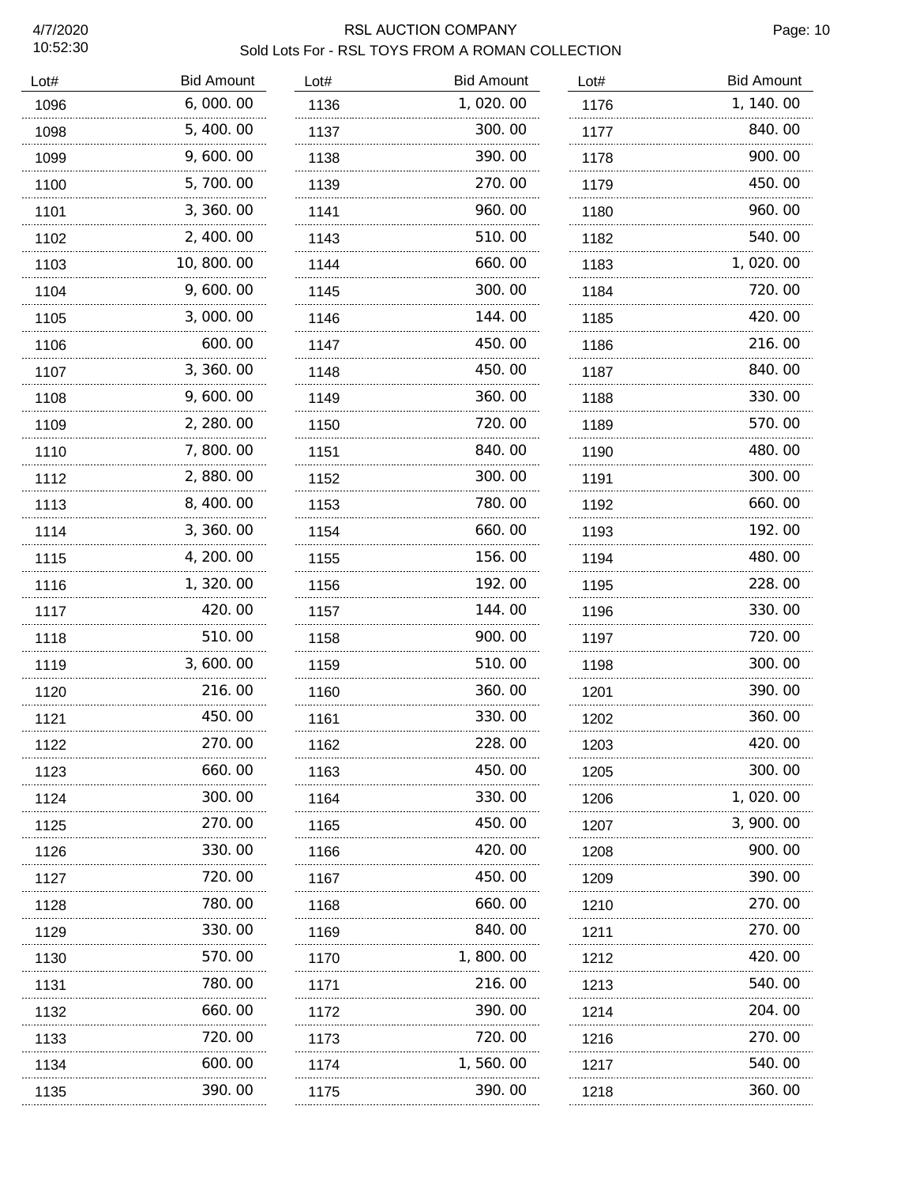# RSL AUCTION COMPANY

## Sold Lots For - RSL TOYS FROM A ROMAN COLLECTION

4/7/2020
10:52:30

| Lot# | Bid Amount | Lot# | Bid Amount | Lot# | Bid Amount |
|---|---|---|---|---|---|
| 1096 | 6,000.00 | 1136 | 1,020.00 | 1176 | 1,140.00 |
| 1098 | 5,400.00 | 1137 | 300.00 | 1177 | 840.00 |
| 1099 | 9,600.00 | 1138 | 390.00 | 1178 | 900.00 |
| 1100 | 5,700.00 | 1139 | 270.00 | 1179 | 450.00 |
| 1101 | 3,360.00 | 1141 | 960.00 | 1180 | 960.00 |
| 1102 | 2,400.00 | 1143 | 510.00 | 1182 | 540.00 |
| 1103 | 10,800.00 | 1144 | 660.00 | 1183 | 1,020.00 |
| 1104 | 9,600.00 | 1145 | 300.00 | 1184 | 720.00 |
| 1105 | 3,000.00 | 1146 | 144.00 | 1185 | 420.00 |
| 1106 | 600.00 | 1147 | 450.00 | 1186 | 216.00 |
| 1107 | 3,360.00 | 1148 | 450.00 | 1187 | 840.00 |
| 1108 | 9,600.00 | 1149 | 360.00 | 1188 | 330.00 |
| 1109 | 2,280.00 | 1150 | 720.00 | 1189 | 570.00 |
| 1110 | 7,800.00 | 1151 | 840.00 | 1190 | 480.00 |
| 1112 | 2,880.00 | 1152 | 300.00 | 1191 | 300.00 |
| 1113 | 8,400.00 | 1153 | 780.00 | 1192 | 660.00 |
| 1114 | 3,360.00 | 1154 | 660.00 | 1193 | 192.00 |
| 1115 | 4,200.00 | 1155 | 156.00 | 1194 | 480.00 |
| 1116 | 1,320.00 | 1156 | 192.00 | 1195 | 228.00 |
| 1117 | 420.00 | 1157 | 144.00 | 1196 | 330.00 |
| 1118 | 510.00 | 1158 | 900.00 | 1197 | 720.00 |
| 1119 | 3,600.00 | 1159 | 510.00 | 1198 | 300.00 |
| 1120 | 216.00 | 1160 | 360.00 | 1201 | 390.00 |
| 1121 | 450.00 | 1161 | 330.00 | 1202 | 360.00 |
| 1122 | 270.00 | 1162 | 228.00 | 1203 | 420.00 |
| 1123 | 660.00 | 1163 | 450.00 | 1205 | 300.00 |
| 1124 | 300.00 | 1164 | 330.00 | 1206 | 1,020.00 |
| 1125 | 270.00 | 1165 | 450.00 | 1207 | 3,900.00 |
| 1126 | 330.00 | 1166 | 420.00 | 1208 | 900.00 |
| 1127 | 720.00 | 1167 | 450.00 | 1209 | 390.00 |
| 1128 | 780.00 | 1168 | 660.00 | 1210 | 270.00 |
| 1129 | 330.00 | 1169 | 840.00 | 1211 | 270.00 |
| 1130 | 570.00 | 1170 | 1,800.00 | 1212 | 420.00 |
| 1131 | 780.00 | 1171 | 216.00 | 1213 | 540.00 |
| 1132 | 660.00 | 1172 | 390.00 | 1214 | 204.00 |
| 1133 | 720.00 | 1173 | 720.00 | 1216 | 270.00 |
| 1134 | 600.00 | 1174 | 1,560.00 | 1217 | 540.00 |
| 1135 | 390.00 | 1175 | 390.00 | 1218 | 360.00 |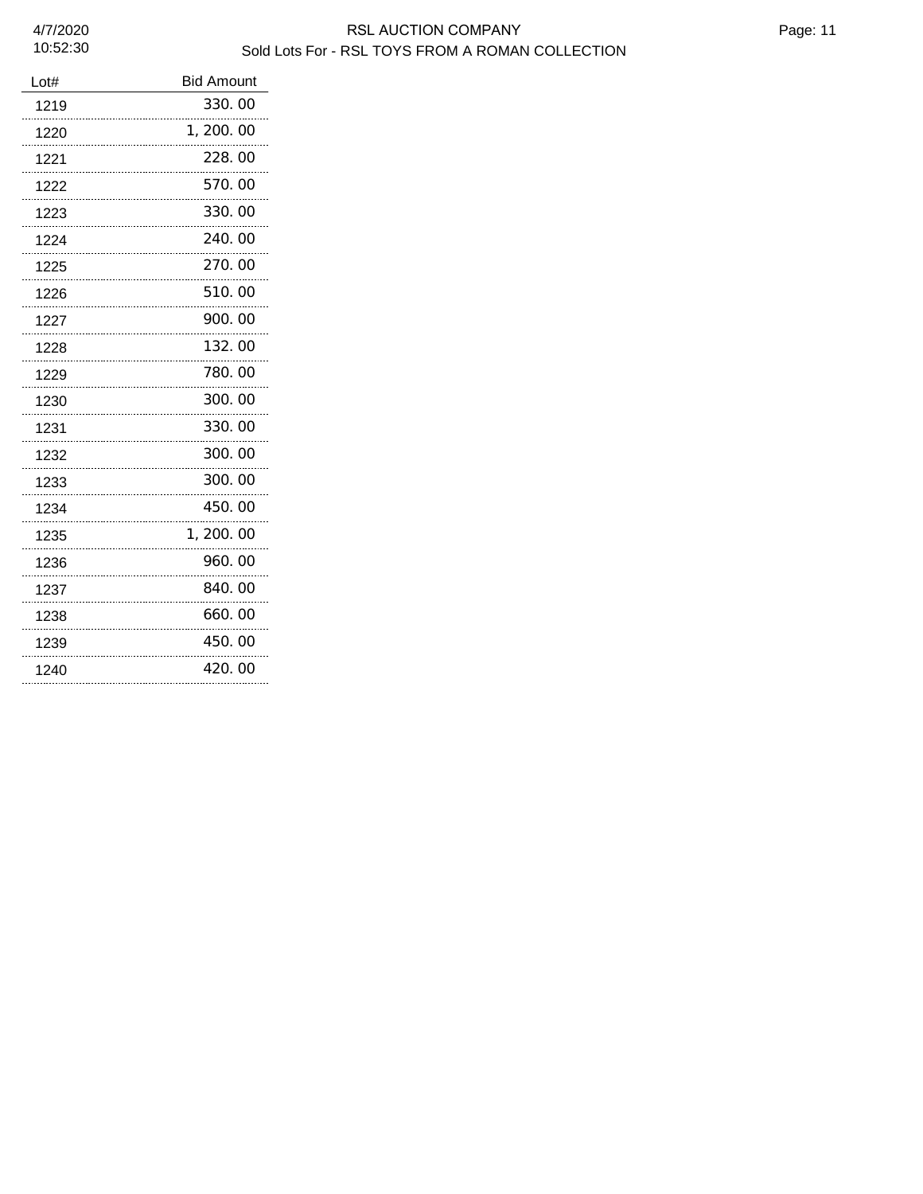| Lot# | Bid Amount |
| --- | --- |
| 1219 | 330.00 |
| 1220 | 1,200.00 |
| 1221 | 228.00 |
| 1222 | 570.00 |
| 1223 | 330.00 |
| 1224 | 240.00 |
| 1225 | 270.00 |
| 1226 | 510.00 |
| 1227 | 900.00 |
| 1228 | 132.00 |
| 1229 | 780.00 |
| 1230 | 300.00 |
| 1231 | 330.00 |
| 1232 | 300.00 |
| 1233 | 300.00 |
| 1234 | 450.00 |
| 1235 | 1,200.00 |
| 1236 | 960.00 |
| 1237 | 840.00 |
| 1238 | 660.00 |
| 1239 | 450.00 |
| 1240 | 420.00 |